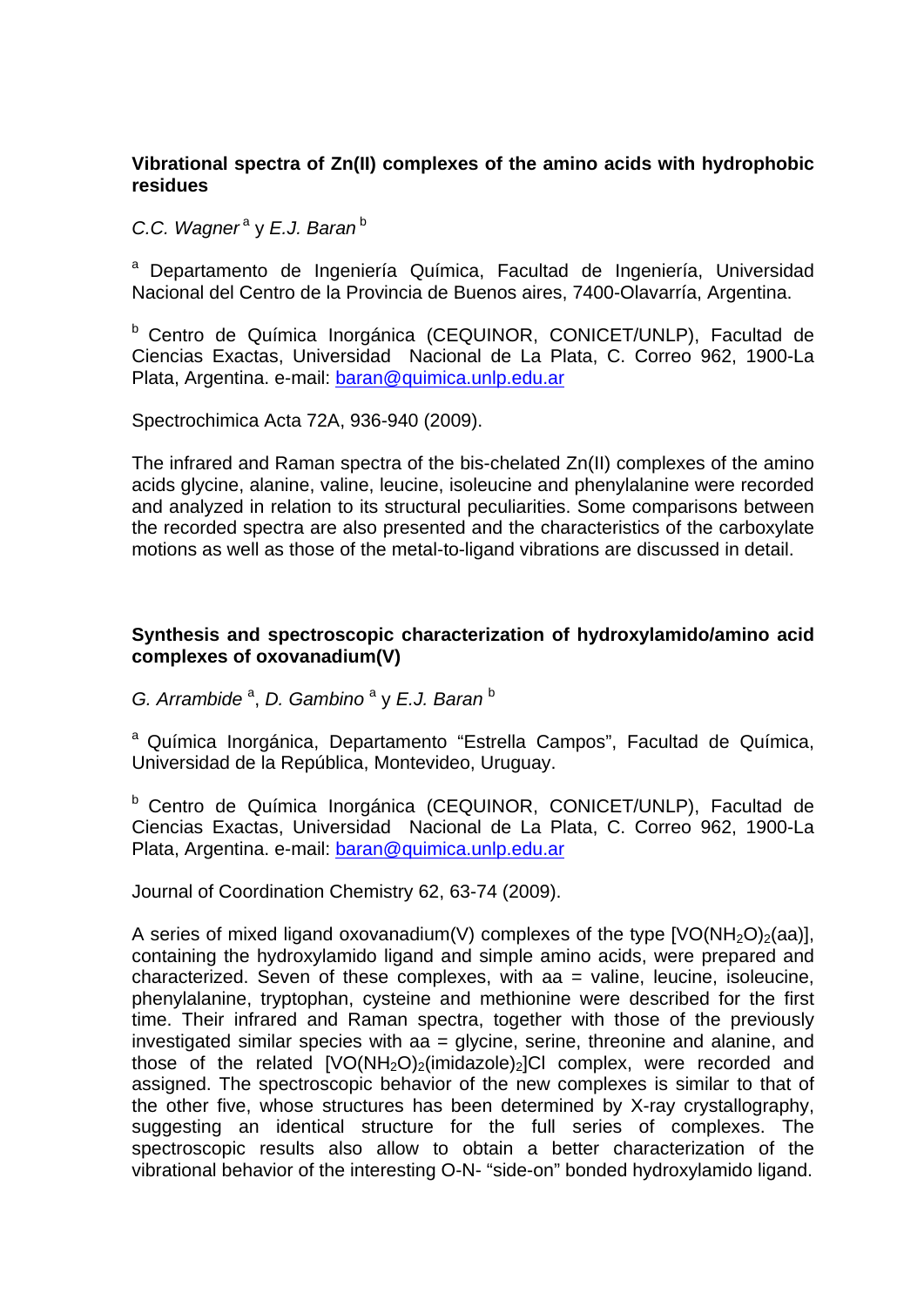**Vibrational spectra of Zn(II) complexes of the amino acids with hydrophobic residues**

*C.C. Wagner* [a] y *E.J. Baran* [b]

[a] Departamento de Ingeniería Química, Facultad de Ingeniería, Universidad Nacional del Centro de la Provincia de Buenos aires, 7400-Olavarría, Argentina.

[b] Centro de Química Inorgánica (CEQUINOR, CONICET/UNLP), Facultad de Ciencias Exactas, Universidad Nacional de La Plata, C. Correo 962, 1900-La Plata, Argentina. e-mail: baran@quimica.unlp.edu.ar

Spectrochimica Acta 72A, 936-940 (2009).

The infrared and Raman spectra of the bis-chelated Zn(II) complexes of the amino acids glycine, alanine, valine, leucine, isoleucine and phenylalanine were recorded and analyzed in relation to its structural peculiarities. Some comparisons between the recorded spectra are also presented and the characteristics of the carboxylate motions as well as those of the metal-to-ligand vibrations are discussed in detail.

**Synthesis and spectroscopic characterization of hydroxylamido/amino acid complexes of oxovanadium(V)**

*G. Arrambide* [a], *D. Gambino* [a] y *E.J. Baran* [b]

[a] Química Inorgánica, Departamento "Estrella Campos", Facultad de Química, Universidad de la República, Montevideo, Uruguay.

[b] Centro de Química Inorgánica (CEQUINOR, CONICET/UNLP), Facultad de Ciencias Exactas, Universidad Nacional de La Plata, C. Correo 962, 1900-La Plata, Argentina. e-mail: baran@quimica.unlp.edu.ar

Journal of Coordination Chemistry 62, 63-74 (2009).

A series of mixed ligand oxovanadium(V) complexes of the type $[VO(NH_2O)_2(aa)]$, containing the hydroxylamido ligand and simple amino acids, were prepared and characterized. Seven of these complexes, with aa = valine, leucine, isoleucine, phenylalanine, tryptophan, cysteine and methionine were described for the first time. Their infrared and Raman spectra, together with those of the previously investigated similar species with aa = glycine, serine, threonine and alanine, and those of the related $[VO(NH_2O)_2(imidazole)_2]Cl$ complex, were recorded and assigned. The spectroscopic behavior of the new complexes is similar to that of the other five, whose structures has been determined by X-ray crystallography, suggesting an identical structure for the full series of complexes. The spectroscopic results also allow to obtain a better characterization of the vibrational behavior of the interesting O-N- "side-on" bonded hydroxylamido ligand.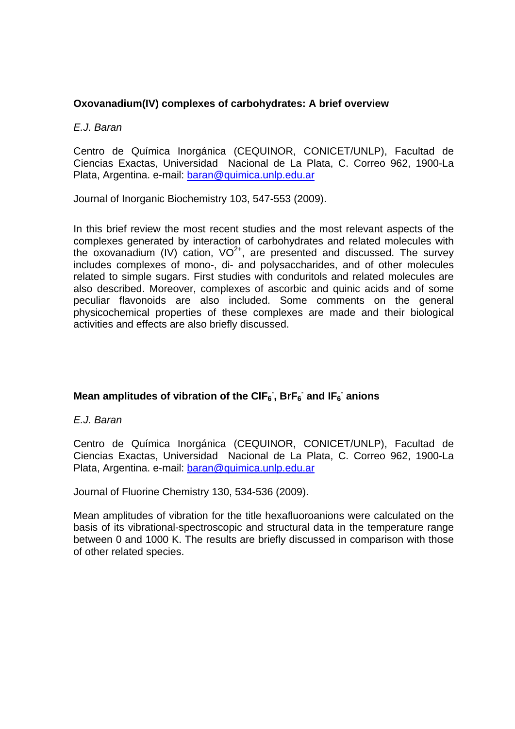**Oxovanadium(IV) complexes of carbohydrates: A brief overview**

*E.J. Baran*

Centro de Química Inorgánica (CEQUINOR, CONICET/UNLP), Facultad de Ciencias Exactas, Universidad Nacional de La Plata, C. Correo 962, 1900-La Plata, Argentina. e-mail: baran@quimica.unlp.edu.ar

Journal of Inorganic Biochemistry 103, 547-553 (2009).

In this brief review the most recent studies and the most relevant aspects of the complexes generated by interaction of carbohydrates and related molecules with the oxovanadium (IV) cation, $VO^{2+}$, are presented and discussed. The survey includes complexes of mono-, di- and polysaccharides, and of other molecules related to simple sugars. First studies with conduritols and related molecules are also described. Moreover, complexes of ascorbic and quinic acids and of some peculiar flavonoids are also included. Some comments on the general physicochemical properties of these complexes are made and their biological activities and effects are also briefly discussed.

**Mean amplitudes of vibration of the $ClF_6^-$, $BrF_6^-$ and $IF_6^-$ anions**

*E.J. Baran*

Centro de Química Inorgánica (CEQUINOR, CONICET/UNLP), Facultad de Ciencias Exactas, Universidad Nacional de La Plata, C. Correo 962, 1900-La Plata, Argentina. e-mail: baran@quimica.unlp.edu.ar

Journal of Fluorine Chemistry 130, 534-536 (2009).

Mean amplitudes of vibration for the title hexafluoroanions were calculated on the basis of its vibrational-spectroscopic and structural data in the temperature range between 0 and 1000 K. The results are briefly discussed in comparison with those of other related species.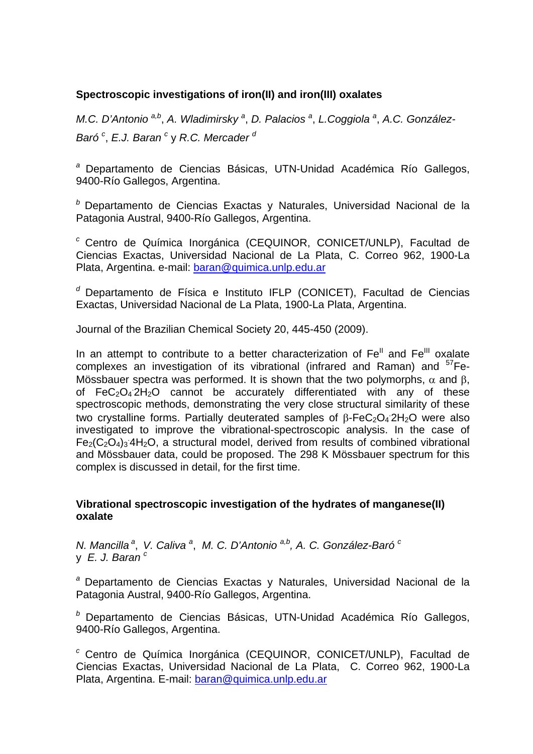### Spectroscopic investigations of iron(II) and iron(III) oxalates

*M.C. D'Antonio* [a,b], *A. Wladimirsky* [a], *D. Palacios* [a], *L.Coggiola* [a], *A.C. González-Baró* [c], *E.J. Baran* [c] y *R.C. Mercader* [d]

[a] Departamento de Ciencias Básicas, UTN-Unidad Académica Río Gallegos, 9400-Río Gallegos, Argentina.

[b] Departamento de Ciencias Exactas y Naturales, Universidad Nacional de la Patagonia Austral, 9400-Río Gallegos, Argentina.

[c] Centro de Química Inorgánica (CEQUINOR, CONICET/UNLP), Facultad de Ciencias Exactas, Universidad Nacional de La Plata, C. Correo 962, 1900-La Plata, Argentina. e-mail: baran@quimica.unlp.edu.ar

[d] Departamento de Física e Instituto IFLP (CONICET), Facultad de Ciencias Exactas, Universidad Nacional de La Plata, 1900-La Plata, Argentina.

Journal of the Brazilian Chemical Society 20, 445-450 (2009).

In an attempt to contribute to a better characterization of $Fe^{II}$ and $Fe^{III}$ oxalate complexes an investigation of its vibrational (infrared and Raman) and $^{57}$Fe-Mössbauer spectra was performed. It is shown that the two polymorphs, $\alpha$ and $\beta$, of $FeC_2O_4 \cdot 2H_2O$ cannot be accurately differentiated with any of these spectroscopic methods, demonstrating the very close structural similarity of these two crystalline forms. Partially deuterated samples of $\beta$-$FeC_2O_4 \cdot 2H_2O$ were also investigated to improve the vibrational-spectroscopic analysis. In the case of $Fe_2(C_2O_4)_3 \cdot 4H_2O$, a structural model, derived from results of combined vibrational and Mössbauer data, could be proposed. The 298 K Mössbauer spectrum for this complex is discussed in detail, for the first time.

### Vibrational spectroscopic investigation of the hydrates of manganese(II) oxalate

*N. Mancilla* [a], *V. Caliva* [a], *M. C. D'Antonio* [a,b], *A. C. González-Baró* [c] y *E. J. Baran* [c]

[a] Departamento de Ciencias Exactas y Naturales, Universidad Nacional de la Patagonia Austral, 9400-Río Gallegos, Argentina.

[b] Departamento de Ciencias Básicas, UTN-Unidad Académica Río Gallegos, 9400-Río Gallegos, Argentina.

[c] Centro de Química Inorgánica (CEQUINOR, CONICET/UNLP), Facultad de Ciencias Exactas, Universidad Nacional de La Plata, C. Correo 962, 1900-La Plata, Argentina. E-mail: baran@quimica.unlp.edu.ar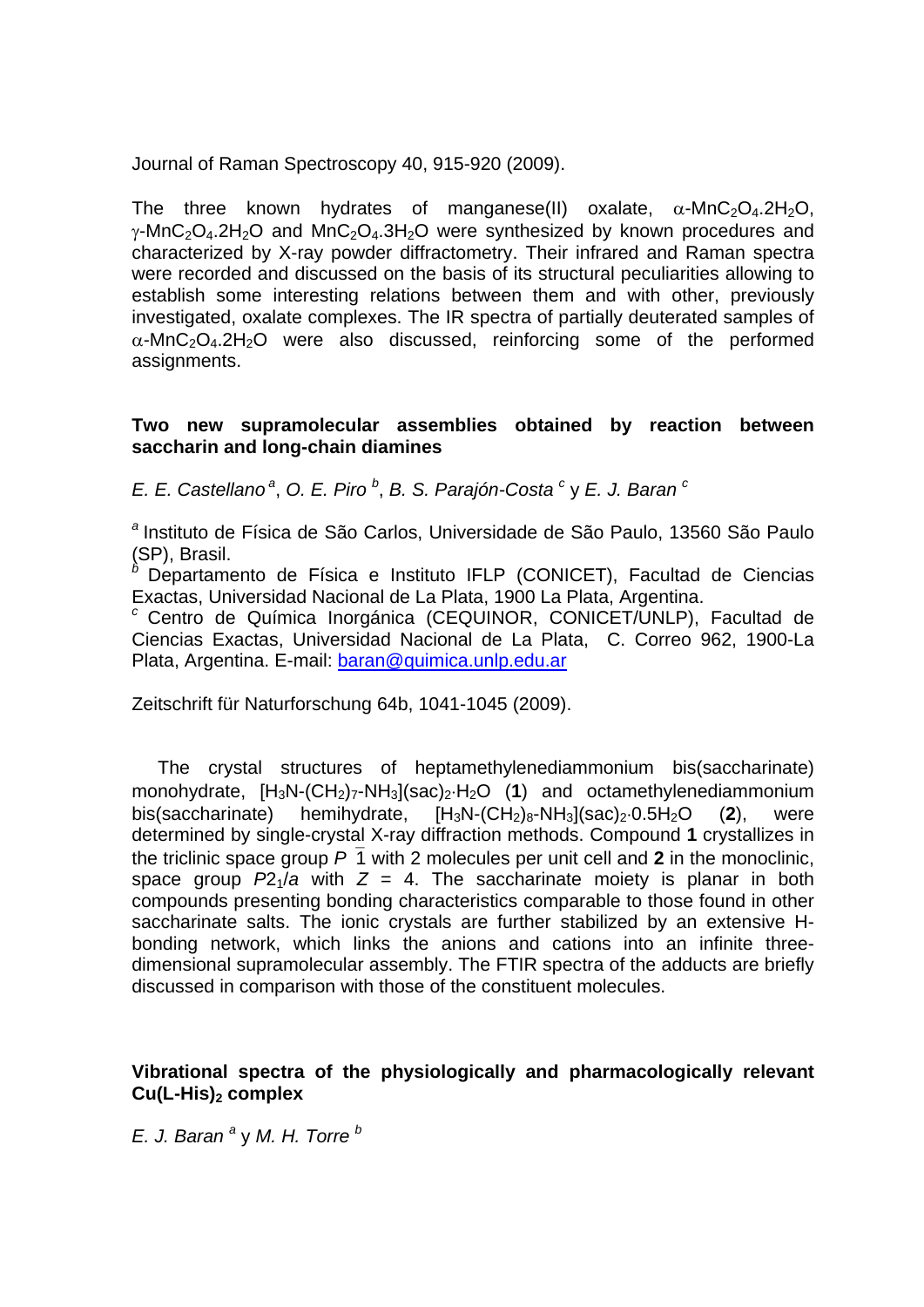Journal of Raman Spectroscopy 40, 915-920 (2009).

The three known hydrates of manganese(II) oxalate, $\alpha$-$MnC_2O_4.2H_2O$, $\gamma$-$MnC_2O_4.2H_2O$ and $MnC_2O_4.3H_2O$ were synthesized by known procedures and characterized by X-ray powder diffractometry. Their infrared and Raman spectra were recorded and discussed on the basis of its structural peculiarities allowing to establish some interesting relations between them and with other, previously investigated, oxalate complexes. The IR spectra of partially deuterated samples of $\alpha$-$MnC_2O_4.2H_2O$ were also discussed, reinforcing some of the performed assignments.

**Two new supramolecular assemblies obtained by reaction between saccharin and long-chain diamines**

*E. E. Castellano* [a], *O. E. Piro* [b], *B. S. Parajón-Costa* [c] y *E. J. Baran* [c]

[a] Instituto de Física de São Carlos, Universidade de São Paulo, 13560 São Paulo (SP), Brasil.
[b] Departamento de Física e Instituto IFLP (CONICET), Facultad de Ciencias Exactas, Universidad Nacional de La Plata, 1900 La Plata, Argentina.
[c] Centro de Química Inorgánica (CEQUINOR, CONICET/UNLP), Facultad de Ciencias Exactas, Universidad Nacional de La Plata, C. Correo 962, 1900-La Plata, Argentina. E-mail: baran@quimica.unlp.edu.ar

Zeitschrift für Naturforschung 64b, 1041-1045 (2009).

The crystal structures of heptamethylenediammonium bis(saccharinate) monohydrate, $[H_3N\text{-}(CH_2)_7\text{-}NH_3](sac)_2{\cdot}H_2O$ (**1**) and octamethylenediammonium bis(saccharinate) hemihydrate, $[H_3N\text{-}(CH_2)_8\text{-}NH_3](sac)_2{\cdot}0.5H_2O$ (**2**), were determined by single-crystal X-ray diffraction methods. Compound **1** crystallizes in the triclinic space group $P\bar{1}$ with 2 molecules per unit cell and **2** in the monoclinic, space group $P2_1/a$ with $Z = 4$. The saccharinate moiety is planar in both compounds presenting bonding characteristics comparable to those found in other saccharinate salts. The ionic crystals are further stabilized by an extensive H-bonding network, which links the anions and cations into an infinite three-dimensional supramolecular assembly. The FTIR spectra of the adducts are briefly discussed in comparison with those of the constituent molecules.

**Vibrational spectra of the physiologically and pharmacologically relevant Cu(L-His)$_2$ complex**

*E. J. Baran* [a] y *M. H. Torre* [b]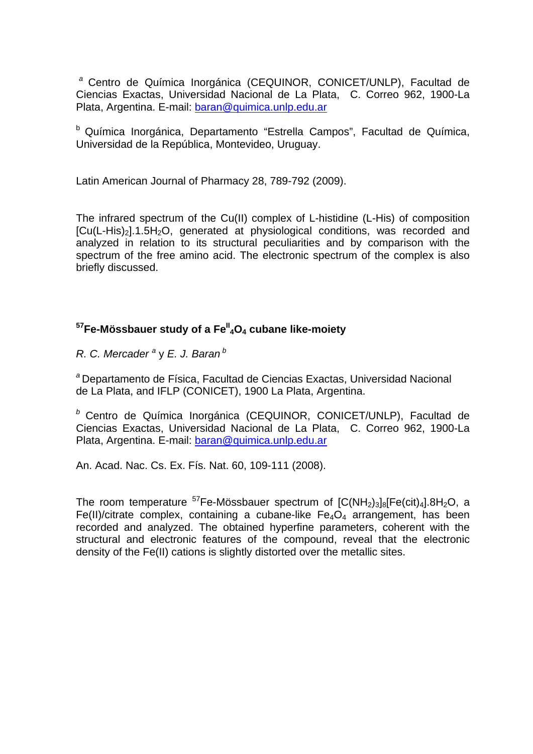[a] Centro de Química Inorgánica (CEQUINOR, CONICET/UNLP), Facultad de Ciencias Exactas, Universidad Nacional de La Plata, C. Correo 962, 1900-La Plata, Argentina. E-mail: baran@quimica.unlp.edu.ar

[b] Química Inorgánica, Departamento "Estrella Campos", Facultad de Química, Universidad de la República, Montevideo, Uruguay.

Latin American Journal of Pharmacy 28, 789-792 (2009).

The infrared spectrum of the Cu(II) complex of L-histidine (L-His) of composition $[Cu(L\text{-}His)_2].1.5H_2O$, generated at physiological conditions, was recorded and analyzed in relation to its structural peculiarities and by comparison with the spectrum of the free amino acid. The electronic spectrum of the complex is also briefly discussed.

## $^{57}$Fe-Mössbauer study of a $Fe^{II}_4O_4$ cubane like-moiety

*R. C. Mercader* [a] y *E. J. Baran* [b]

[a] Departamento de Física, Facultad de Ciencias Exactas, Universidad Nacional de La Plata, and IFLP (CONICET), 1900 La Plata, Argentina.

[b] Centro de Química Inorgánica (CEQUINOR, CONICET/UNLP), Facultad de Ciencias Exactas, Universidad Nacional de La Plata, C. Correo 962, 1900-La Plata, Argentina. E-mail: baran@quimica.unlp.edu.ar

An. Acad. Nac. Cs. Ex. Fís. Nat. 60, 109-111 (2008).

The room temperature $^{57}$Fe-Mössbauer spectrum of $[C(NH_2)_3]_8[Fe(cit)_4].8H_2O$, a Fe(II)/citrate complex, containing a cubane-like $Fe_4O_4$ arrangement, has been recorded and analyzed. The obtained hyperfine parameters, coherent with the structural and electronic features of the compound, reveal that the electronic density of the Fe(II) cations is slightly distorted over the metallic sites.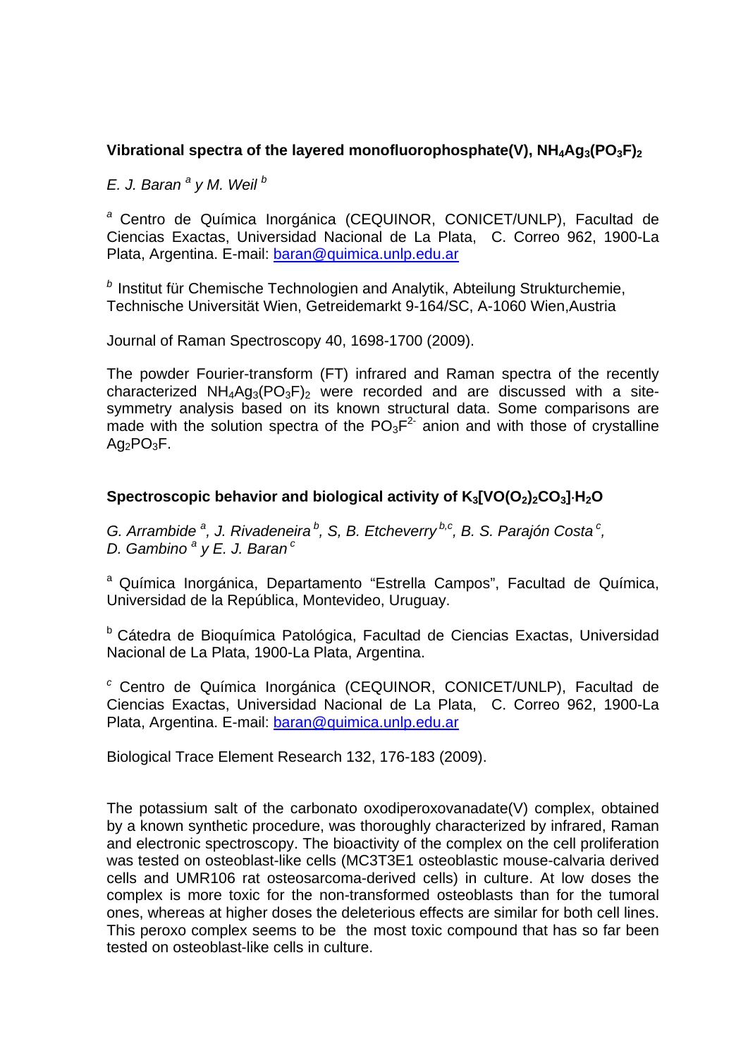**Vibrational spectra of the layered monofluorophosphate(V), $NH_4Ag_3(PO_3F)_2$**

*E. J. Baran [a] y M. Weil [b]*

[a] Centro de Química Inorgánica (CEQUINOR, CONICET/UNLP), Facultad de Ciencias Exactas, Universidad Nacional de La Plata, C. Correo 962, 1900-La Plata, Argentina. E-mail: baran@quimica.unlp.edu.ar

[b] Institut für Chemische Technologien und Analytik, Abteilung Strukturchemie, Technische Universität Wien, Getreidemarkt 9-164/SC, A-1060 Wien,Austria

Journal of Raman Spectroscopy 40, 1698-1700 (2009).

The powder Fourier-transform (FT) infrared and Raman spectra of the recently characterized $NH_4Ag_3(PO_3F)_2$ were recorded and are discussed with a site-symmetry analysis based on its known structural data. Some comparisons are made with the solution spectra of the $PO_3F^{2-}$ anion and with those of crystalline $Ag_2PO_3F$.

**Spectroscopic behavior and biological activity of $K_3[VO(O_2)_2CO_3]\cdot H_2O$**

*G. Arrambide [a], J. Rivadeneira [b], S, B. Etcheverry [b,c], B. S. Parajón Costa [c], D. Gambino [a] y E. J. Baran [c]*

[a] Química Inorgánica, Departamento "Estrella Campos", Facultad de Química, Universidad de la República, Montevideo, Uruguay.

[b] Cátedra de Bioquímica Patológica, Facultad de Ciencias Exactas, Universidad Nacional de La Plata, 1900-La Plata, Argentina.

[c] Centro de Química Inorgánica (CEQUINOR, CONICET/UNLP), Facultad de Ciencias Exactas, Universidad Nacional de La Plata, C. Correo 962, 1900-La Plata, Argentina. E-mail: baran@quimica.unlp.edu.ar

Biological Trace Element Research 132, 176-183 (2009).

The potassium salt of the carbonato oxodiperoxovanadate(V) complex, obtained by a known synthetic procedure, was thoroughly characterized by infrared, Raman and electronic spectroscopy. The bioactivity of the complex on the cell proliferation was tested on osteoblast-like cells (MC3T3E1 osteoblastic mouse-calvaria derived cells and UMR106 rat osteosarcoma-derived cells) in culture. At low doses the complex is more toxic for the non-transformed osteoblasts than for the tumoral ones, whereas at higher doses the deleterious effects are similar for both cell lines. This peroxo complex seems to be the most toxic compound that has so far been tested on osteoblast-like cells in culture.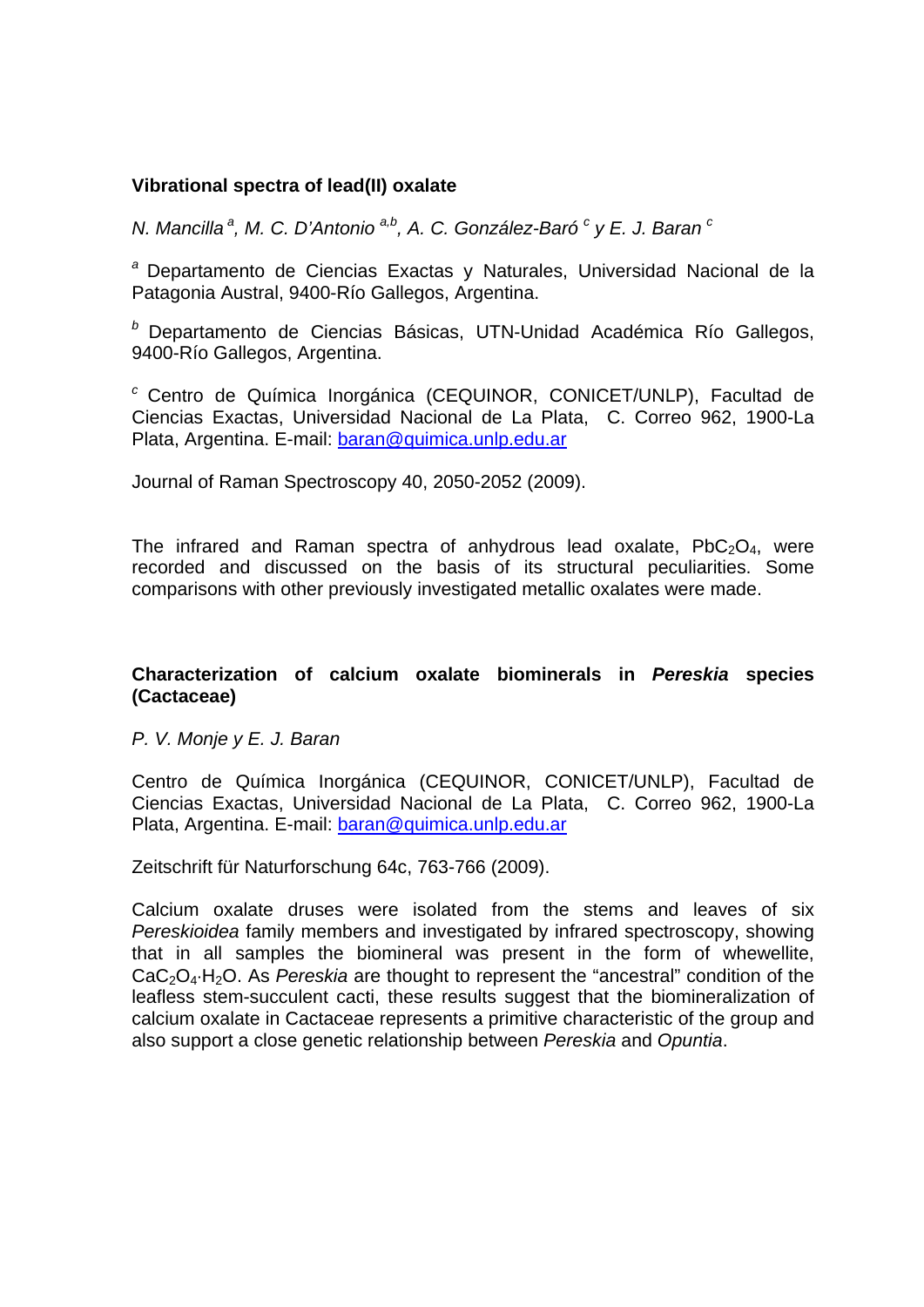**Vibrational spectra of lead(II) oxalate**

*N. Mancilla [a], M. C. D'Antonio [a,b], A. C. González-Baró [c] y E. J. Baran [c]*

[a] Departamento de Ciencias Exactas y Naturales, Universidad Nacional de la Patagonia Austral, 9400-Río Gallegos, Argentina.

[b] Departamento de Ciencias Básicas, UTN-Unidad Académica Río Gallegos, 9400-Río Gallegos, Argentina.

[c] Centro de Química Inorgánica (CEQUINOR, CONICET/UNLP), Facultad de Ciencias Exactas, Universidad Nacional de La Plata, C. Correo 962, 1900-La Plata, Argentina. E-mail: baran@quimica.unlp.edu.ar

Journal of Raman Spectroscopy 40, 2050-2052 (2009).

The infrared and Raman spectra of anhydrous lead oxalate, $PbC_2O_4$, were recorded and discussed on the basis of its structural peculiarities. Some comparisons with other previously investigated metallic oxalates were made.

**Characterization of calcium oxalate biominerals in *Pereskia* species (Cactaceae)**

*P. V. Monje y E. J. Baran*

Centro de Química Inorgánica (CEQUINOR, CONICET/UNLP), Facultad de Ciencias Exactas, Universidad Nacional de La Plata, C. Correo 962, 1900-La Plata, Argentina. E-mail: baran@quimica.unlp.edu.ar

Zeitschrift für Naturforschung 64c, 763-766 (2009).

Calcium oxalate druses were isolated from the stems and leaves of six *Pereskioidea* family members and investigated by infrared spectroscopy, showing that in all samples the biomineral was present in the form of whewellite, $CaC_2O_4 \cdot H_2O$. As *Pereskia* are thought to represent the "ancestral" condition of the leafless stem-succulent cacti, these results suggest that the biomineralization of calcium oxalate in Cactaceae represents a primitive characteristic of the group and also support a close genetic relationship between *Pereskia* and *Opuntia*.